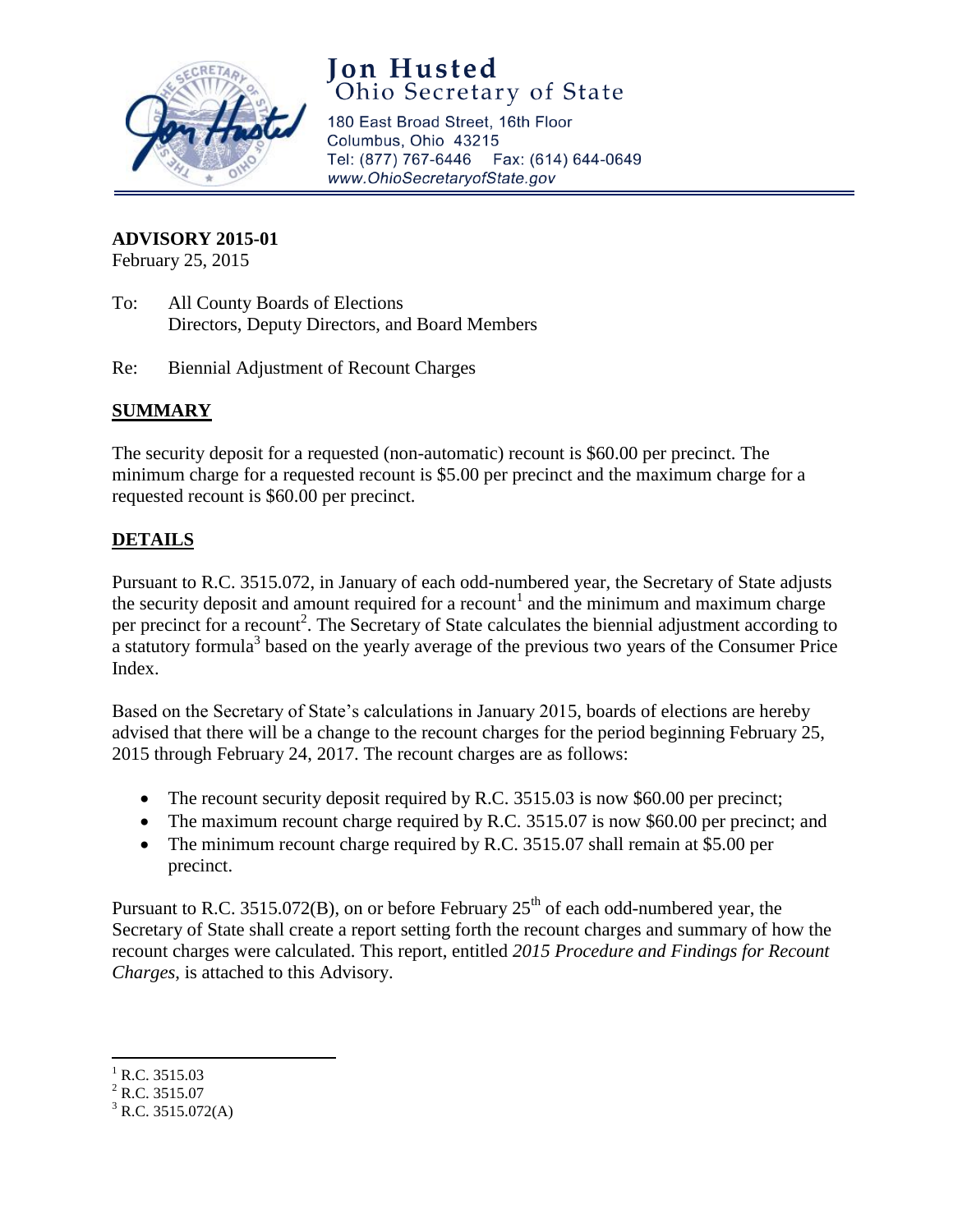# Jon Husted
Ohio Secretary of State

180 East Broad Street, 16th Floor
Columbus, Ohio 43215
Tel: (877) 767-6446 Fax: (614) 644-0649
www.OhioSecretaryofState.gov

**ADVISORY 2015-01**
February 25, 2015

To: All County Boards of Elections
Directors, Deputy Directors, and Board Members

Re: Biennial Adjustment of Recount Charges

## SUMMARY

The security deposit for a requested (non-automatic) recount is $60.00 per precinct. The minimum charge for a requested recount is $5.00 per precinct and the maximum charge for a requested recount is $60.00 per precinct.

## DETAILS

Pursuant to R.C. 3515.072, in January of each odd-numbered year, the Secretary of State adjusts the security deposit and amount required for a recount[1] and the minimum and maximum charge per precinct for a recount[2]. The Secretary of State calculates the biennial adjustment according to a statutory formula[3] based on the yearly average of the previous two years of the Consumer Price Index.

Based on the Secretary of State's calculations in January 2015, boards of elections are hereby advised that there will be a change to the recount charges for the period beginning February 25, 2015 through February 24, 2017. The recount charges are as follows:

- The recount security deposit required by R.C. 3515.03 is now $60.00 per precinct;
- The maximum recount charge required by R.C. 3515.07 is now $60.00 per precinct; and
- The minimum recount charge required by R.C. 3515.07 shall remain at $5.00 per precinct.

Pursuant to R.C. 3515.072(B), on or before February 25th of each odd-numbered year, the Secretary of State shall create a report setting forth the recount charges and summary of how the recount charges were calculated. This report, entitled *2015 Procedure and Findings for Recount Charges*, is attached to this Advisory.

[1] R.C. 3515.03
[2] R.C. 3515.07
[3] R.C. 3515.072(A)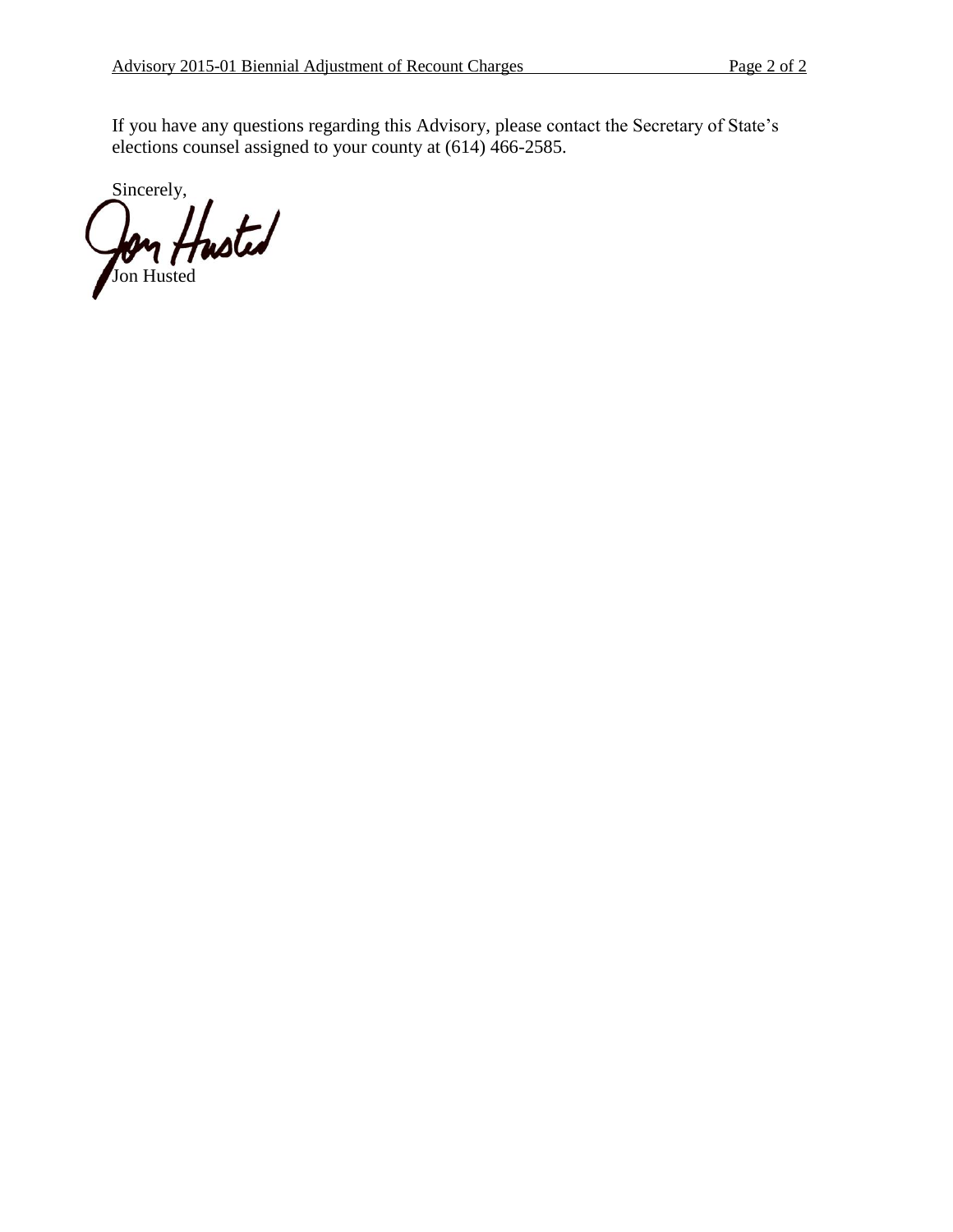If you have any questions regarding this Advisory, please contact the Secretary of State's elections counsel assigned to your county at (614) 466-2585.

Sincerely,

Jon Husted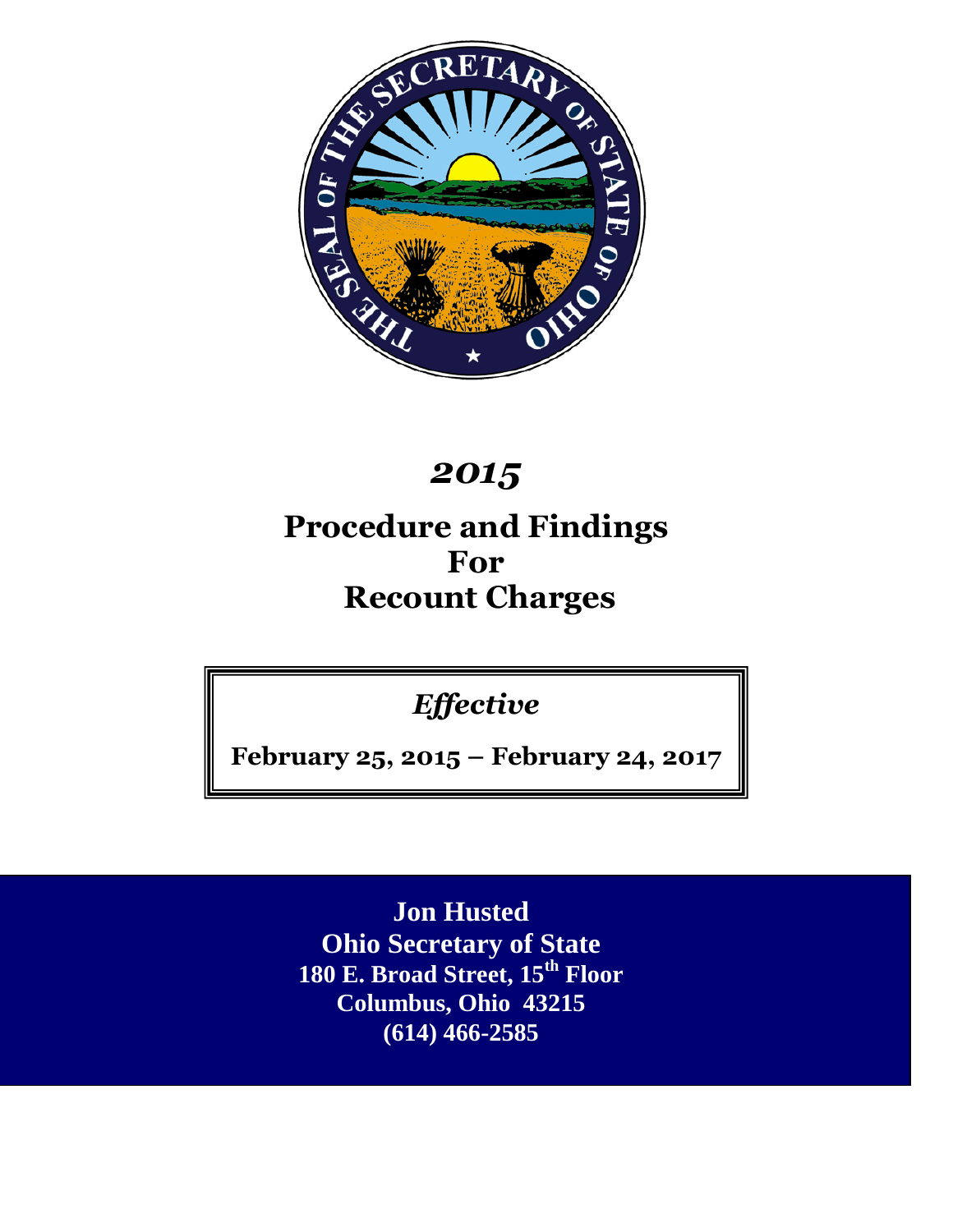# 2015

# Procedure and Findings For Recount Charges

*Effective*

**February 25, 2015 – February 24, 2017**

**Jon Husted**
**Ohio Secretary of State**
**180 E. Broad Street, 15th Floor**
**Columbus, Ohio 43215**
**(614) 466-2585**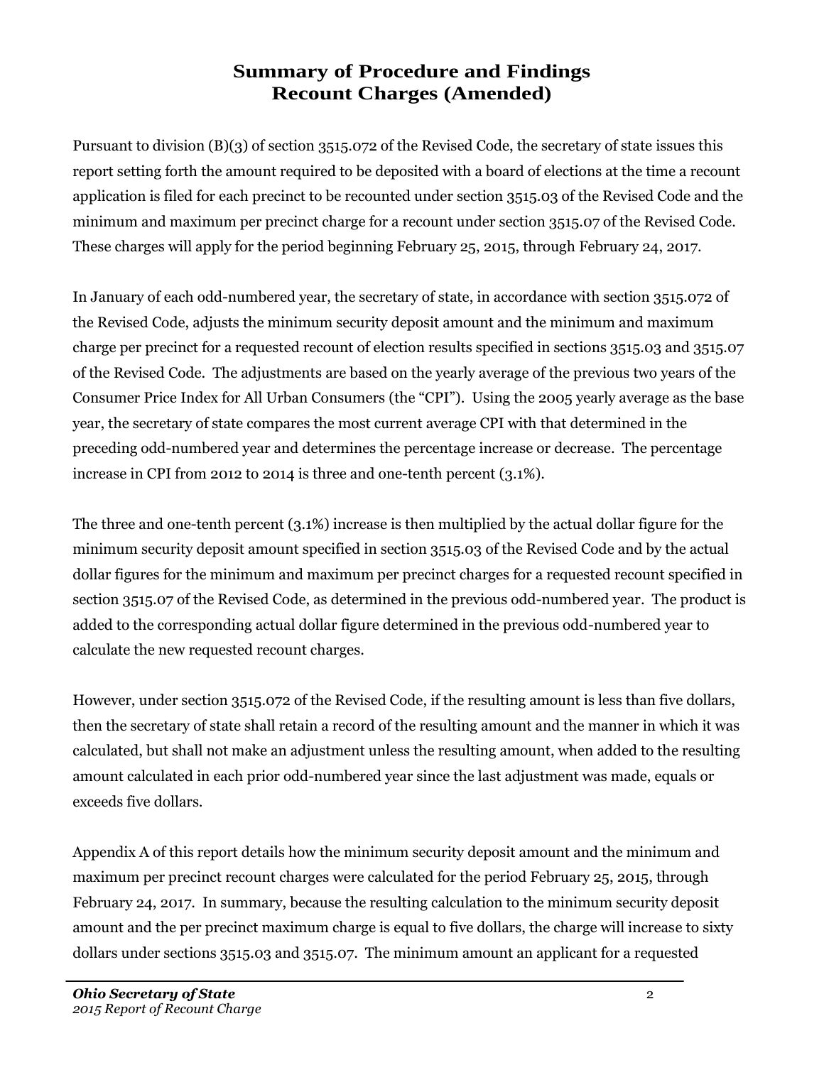# Summary of Procedure and Findings
# Recount Charges (Amended)

Pursuant to division (B)(3) of section 3515.072 of the Revised Code, the secretary of state issues this report setting forth the amount required to be deposited with a board of elections at the time a recount application is filed for each precinct to be recounted under section 3515.03 of the Revised Code and the minimum and maximum per precinct charge for a recount under section 3515.07 of the Revised Code. These charges will apply for the period beginning February 25, 2015, through February 24, 2017.

In January of each odd-numbered year, the secretary of state, in accordance with section 3515.072 of the Revised Code, adjusts the minimum security deposit amount and the minimum and maximum charge per precinct for a requested recount of election results specified in sections 3515.03 and 3515.07 of the Revised Code. The adjustments are based on the yearly average of the previous two years of the Consumer Price Index for All Urban Consumers (the "CPI"). Using the 2005 yearly average as the base year, the secretary of state compares the most current average CPI with that determined in the preceding odd-numbered year and determines the percentage increase or decrease. The percentage increase in CPI from 2012 to 2014 is three and one-tenth percent (3.1%).

The three and one-tenth percent (3.1%) increase is then multiplied by the actual dollar figure for the minimum security deposit amount specified in section 3515.03 of the Revised Code and by the actual dollar figures for the minimum and maximum per precinct charges for a requested recount specified in section 3515.07 of the Revised Code, as determined in the previous odd-numbered year. The product is added to the corresponding actual dollar figure determined in the previous odd-numbered year to calculate the new requested recount charges.

However, under section 3515.072 of the Revised Code, if the resulting amount is less than five dollars, then the secretary of state shall retain a record of the resulting amount and the manner in which it was calculated, but shall not make an adjustment unless the resulting amount, when added to the resulting amount calculated in each prior odd-numbered year since the last adjustment was made, equals or exceeds five dollars.

Appendix A of this report details how the minimum security deposit amount and the minimum and maximum per precinct recount charges were calculated for the period February 25, 2015, through February 24, 2017. In summary, because the resulting calculation to the minimum security deposit amount and the per precinct maximum charge is equal to five dollars, the charge will increase to sixty dollars under sections 3515.03 and 3515.07. The minimum amount an applicant for a requested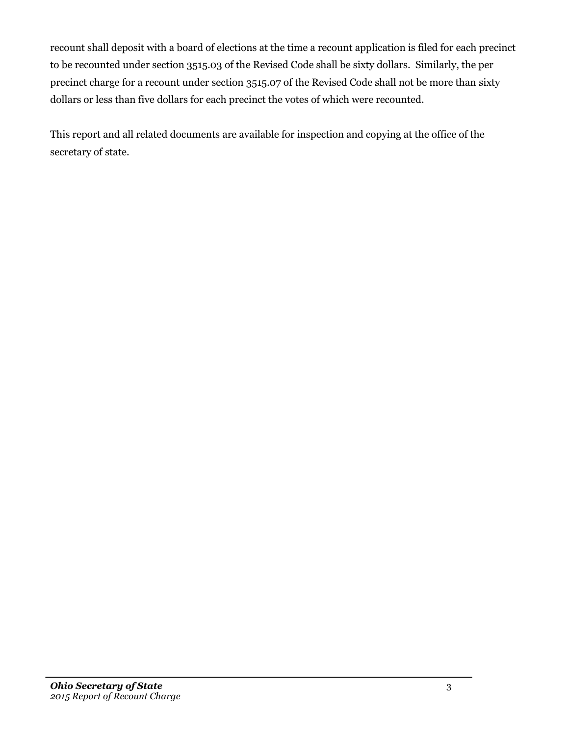recount shall deposit with a board of elections at the time a recount application is filed for each precinct to be recounted under section 3515.03 of the Revised Code shall be sixty dollars. Similarly, the per precinct charge for a recount under section 3515.07 of the Revised Code shall not be more than sixty dollars or less than five dollars for each precinct the votes of which were recounted.

This report and all related documents are available for inspection and copying at the office of the secretary of state.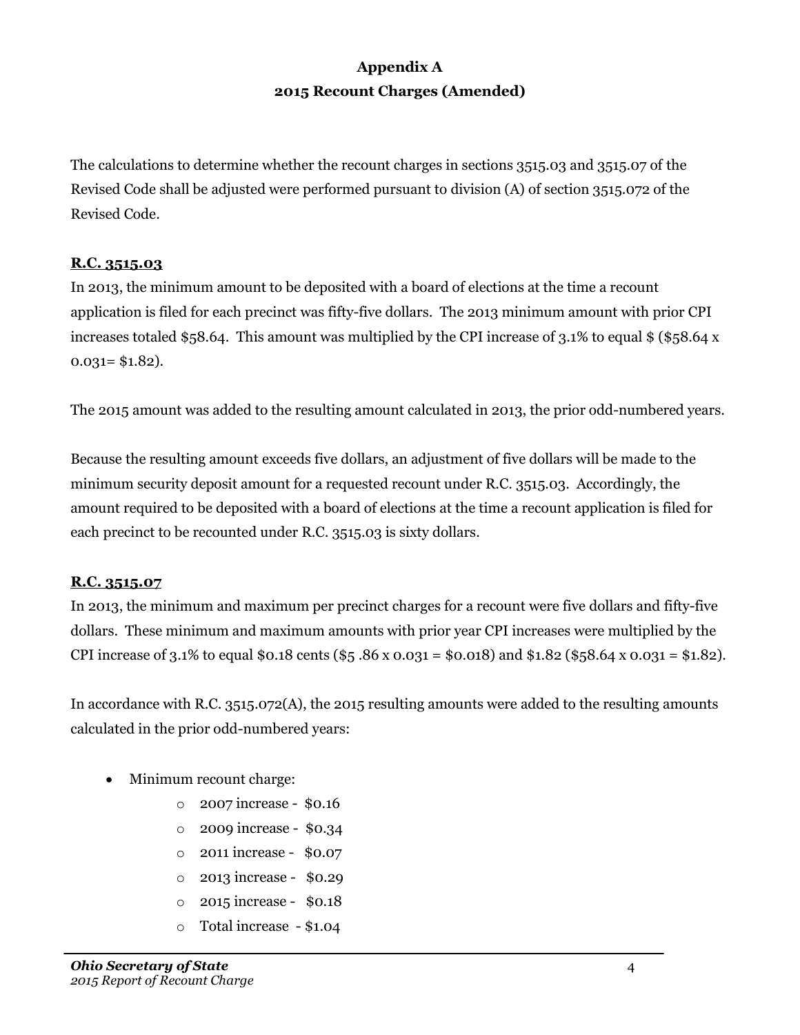# Appendix A
## 2015 Recount Charges (Amended)

The calculations to determine whether the recount charges in sections 3515.03 and 3515.07 of the Revised Code shall be adjusted were performed pursuant to division (A) of section 3515.072 of the Revised Code.

### R.C. 3515.03

In 2013, the minimum amount to be deposited with a board of elections at the time a recount application is filed for each precinct was fifty-five dollars. The 2013 minimum amount with prior CPI increases totaled $58.64. This amount was multiplied by the CPI increase of 3.1% to equal $ ($58.64 x 0.031= $1.82).

The 2015 amount was added to the resulting amount calculated in 2013, the prior odd-numbered years.

Because the resulting amount exceeds five dollars, an adjustment of five dollars will be made to the minimum security deposit amount for a requested recount under R.C. 3515.03. Accordingly, the amount required to be deposited with a board of elections at the time a recount application is filed for each precinct to be recounted under R.C. 3515.03 is sixty dollars.

### R.C. 3515.07

In 2013, the minimum and maximum per precinct charges for a recount were five dollars and fifty-five dollars. These minimum and maximum amounts with prior year CPI increases were multiplied by the CPI increase of 3.1% to equal $0.18 cents ($5 .86 x 0.031 = $0.018) and $1.82 ($58.64 x 0.031 = $1.82).

In accordance with R.C. 3515.072(A), the 2015 resulting amounts were added to the resulting amounts calculated in the prior odd-numbered years:

- Minimum recount charge:
  - 2007 increase - $0.16
  - 2009 increase - $0.34
  - 2011 increase - $0.07
  - 2013 increase - $0.29
  - 2015 increase - $0.18
  - Total increase - $1.04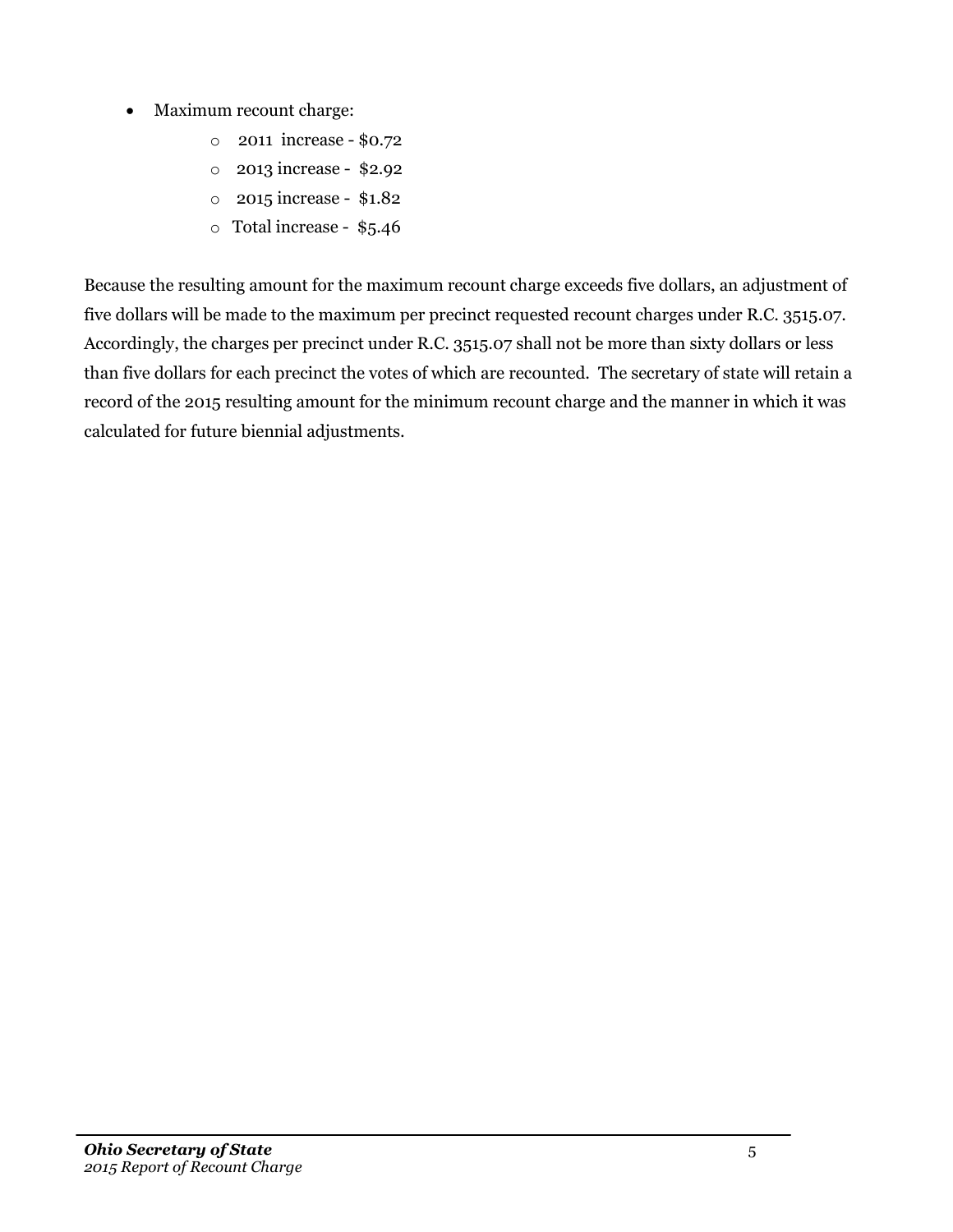- Maximum recount charge:
  - 2011 increase - $0.72
  - 2013 increase - $2.92
  - 2015 increase - $1.82
  - Total increase - $5.46

Because the resulting amount for the maximum recount charge exceeds five dollars, an adjustment of five dollars will be made to the maximum per precinct requested recount charges under R.C. 3515.07. Accordingly, the charges per precinct under R.C. 3515.07 shall not be more than sixty dollars or less than five dollars for each precinct the votes of which are recounted. The secretary of state will retain a record of the 2015 resulting amount for the minimum recount charge and the manner in which it was calculated for future biennial adjustments.